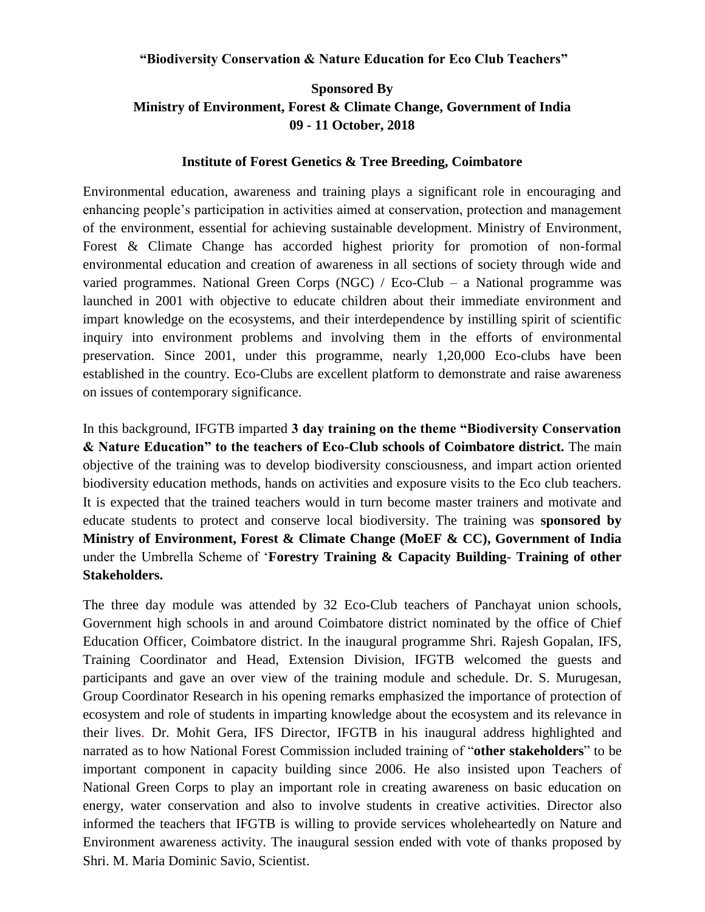**"Biodiversity Conservation & Nature Education for Eco Club Teachers"**

**Sponsored By**
**Ministry of Environment, Forest & Climate Change, Government of India**
**09 - 11 October, 2018**

**Institute of Forest Genetics & Tree Breeding, Coimbatore**

Environmental education, awareness and training plays a significant role in encouraging and enhancing people's participation in activities aimed at conservation, protection and management of the environment, essential for achieving sustainable development. Ministry of Environment, Forest & Climate Change has accorded highest priority for promotion of non-formal environmental education and creation of awareness in all sections of society through wide and varied programmes. National Green Corps (NGC) / Eco-Club – a National programme was launched in 2001 with objective to educate children about their immediate environment and impart knowledge on the ecosystems, and their interdependence by instilling spirit of scientific inquiry into environment problems and involving them in the efforts of environmental preservation. Since 2001, under this programme, nearly 1,20,000 Eco-clubs have been established in the country. Eco-Clubs are excellent platform to demonstrate and raise awareness on issues of contemporary significance.

In this background, IFGTB imparted **3 day training on the theme "Biodiversity Conservation & Nature Education" to the teachers of Eco-Club schools of Coimbatore district.** The main objective of the training was to develop biodiversity consciousness, and impart action oriented biodiversity education methods, hands on activities and exposure visits to the Eco club teachers. It is expected that the trained teachers would in turn become master trainers and motivate and educate students to protect and conserve local biodiversity. The training was **sponsored by Ministry of Environment, Forest & Climate Change (MoEF & CC), Government of India** under the Umbrella Scheme of '**Forestry Training & Capacity Building- Training of other Stakeholders.**

The three day module was attended by 32 Eco-Club teachers of Panchayat union schools, Government high schools in and around Coimbatore district nominated by the office of Chief Education Officer, Coimbatore district. In the inaugural programme Shri. Rajesh Gopalan, IFS, Training Coordinator and Head, Extension Division, IFGTB welcomed the guests and participants and gave an over view of the training module and schedule. Dr. S. Murugesan, Group Coordinator Research in his opening remarks emphasized the importance of protection of ecosystem and role of students in imparting knowledge about the ecosystem and its relevance in their lives. Dr. Mohit Gera, IFS Director, IFGTB in his inaugural address highlighted and narrated as to how National Forest Commission included training of "**other stakeholders**" to be important component in capacity building since 2006. He also insisted upon Teachers of National Green Corps to play an important role in creating awareness on basic education on energy, water conservation and also to involve students in creative activities. Director also informed the teachers that IFGTB is willing to provide services wholeheartedly on Nature and Environment awareness activity. The inaugural session ended with vote of thanks proposed by Shri. M. Maria Dominic Savio, Scientist.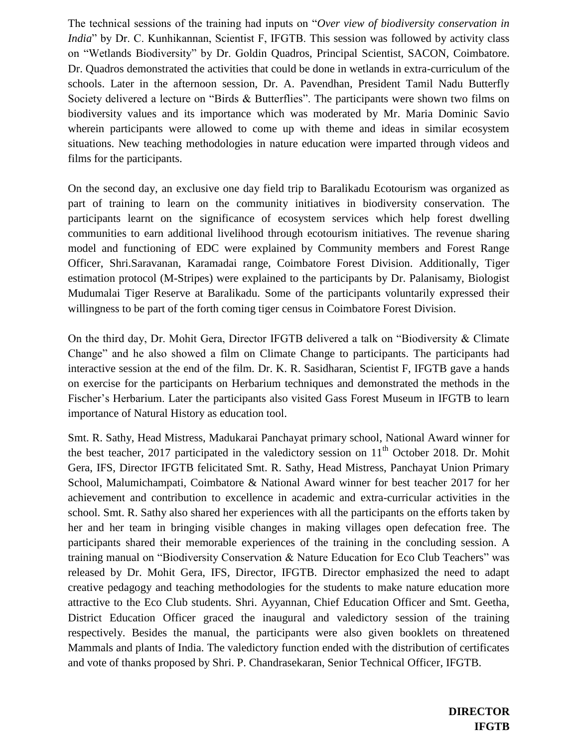The technical sessions of the training had inputs on "*Over view of biodiversity conservation in India*" by Dr. C. Kunhikannan, Scientist F, IFGTB. This session was followed by activity class on "Wetlands Biodiversity" by Dr. Goldin Quadros, Principal Scientist, SACON, Coimbatore. Dr. Quadros demonstrated the activities that could be done in wetlands in extra-curriculum of the schools. Later in the afternoon session, Dr. A. Pavendhan, President Tamil Nadu Butterfly Society delivered a lecture on "Birds & Butterflies". The participants were shown two films on biodiversity values and its importance which was moderated by Mr. Maria Dominic Savio wherein participants were allowed to come up with theme and ideas in similar ecosystem situations. New teaching methodologies in nature education were imparted through videos and films for the participants.

On the second day, an exclusive one day field trip to Baralikadu Ecotourism was organized as part of training to learn on the community initiatives in biodiversity conservation. The participants learnt on the significance of ecosystem services which help forest dwelling communities to earn additional livelihood through ecotourism initiatives. The revenue sharing model and functioning of EDC were explained by Community members and Forest Range Officer, Shri.Saravanan, Karamadai range, Coimbatore Forest Division. Additionally, Tiger estimation protocol (M-Stripes) were explained to the participants by Dr. Palanisamy, Biologist Mudumalai Tiger Reserve at Baralikadu. Some of the participants voluntarily expressed their willingness to be part of the forth coming tiger census in Coimbatore Forest Division.

On the third day, Dr. Mohit Gera, Director IFGTB delivered a talk on "Biodiversity & Climate Change" and he also showed a film on Climate Change to participants. The participants had interactive session at the end of the film. Dr. K. R. Sasidharan, Scientist F, IFGTB gave a hands on exercise for the participants on Herbarium techniques and demonstrated the methods in the Fischer's Herbarium. Later the participants also visited Gass Forest Museum in IFGTB to learn importance of Natural History as education tool.

Smt. R. Sathy, Head Mistress, Madukarai Panchayat primary school, National Award winner for the best teacher, 2017 participated in the valedictory session on 11th October 2018. Dr. Mohit Gera, IFS, Director IFGTB felicitated Smt. R. Sathy, Head Mistress, Panchayat Union Primary School, Malumichampati, Coimbatore & National Award winner for best teacher 2017 for her achievement and contribution to excellence in academic and extra-curricular activities in the school. Smt. R. Sathy also shared her experiences with all the participants on the efforts taken by her and her team in bringing visible changes in making villages open defecation free. The participants shared their memorable experiences of the training in the concluding session. A training manual on "Biodiversity Conservation & Nature Education for Eco Club Teachers" was released by Dr. Mohit Gera, IFS, Director, IFGTB. Director emphasized the need to adapt creative pedagogy and teaching methodologies for the students to make nature education more attractive to the Eco Club students. Shri. Ayyannan, Chief Education Officer and Smt. Geetha, District Education Officer graced the inaugural and valedictory session of the training respectively. Besides the manual, the participants were also given booklets on threatened Mammals and plants of India. The valedictory function ended with the distribution of certificates and vote of thanks proposed by Shri. P. Chandrasekaran, Senior Technical Officer, IFGTB.

**DIRECTOR**
**IFGTB**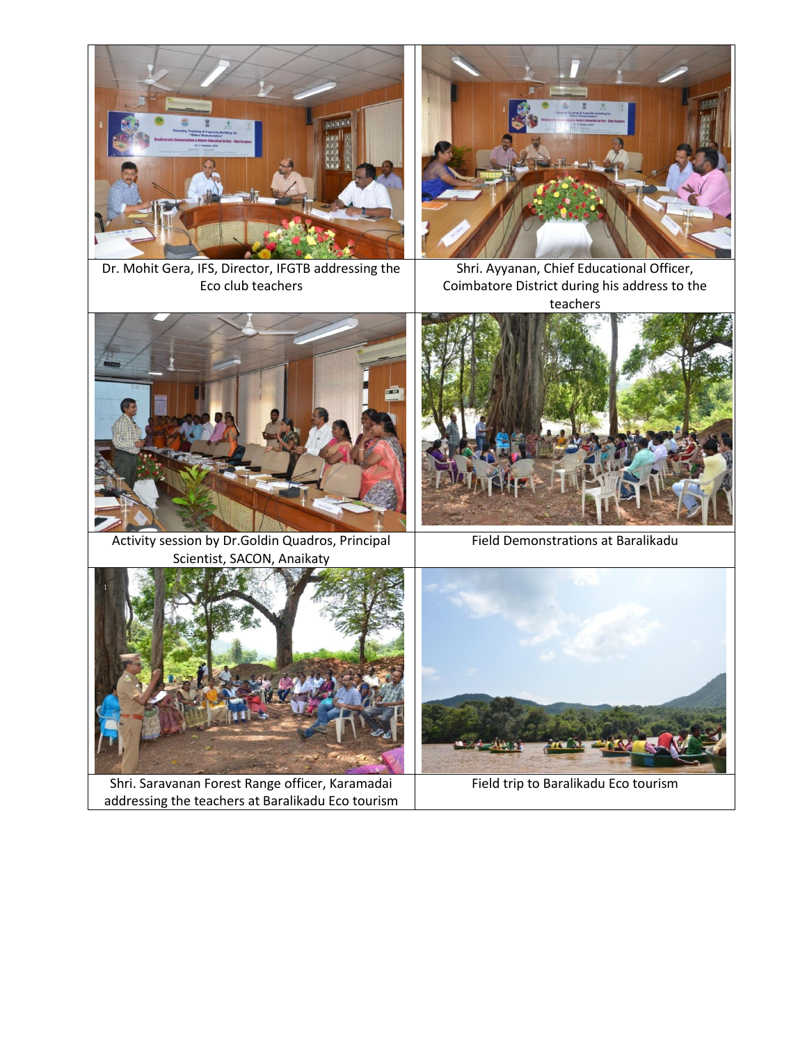| | |
|---|---|
| Dr. Mohit Gera, IFS, Director, IFGTB addressing the Eco club teachers | Shri. Ayyanan, Chief Educational Officer, Coimbatore District during his address to the teachers |
| Activity session by Dr.Goldin Quadros, Principal Scientist, SACON, Anaikaty | Field Demonstrations at Baralikadu |
| Shri. Saravanan Forest Range officer, Karamadai addressing the teachers at Baralikadu Eco tourism | Field trip to Baralikadu Eco tourism |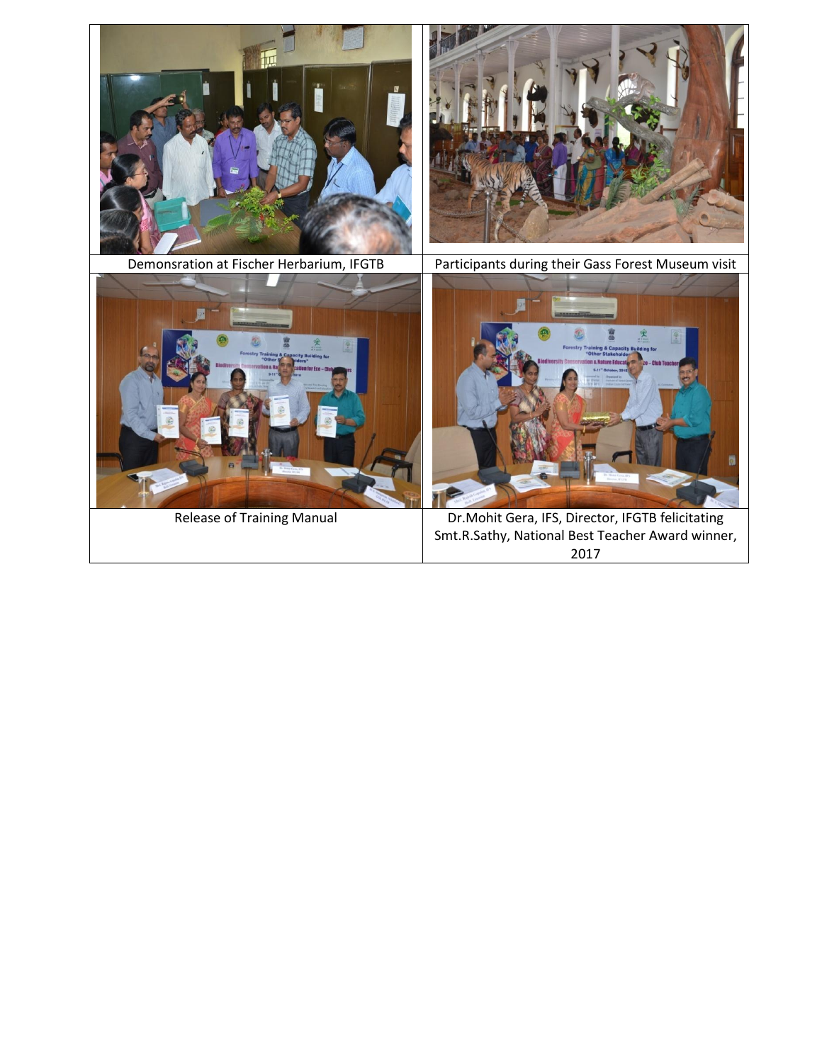| | |
|---|---|
| Demonsration at Fischer Herbarium, IFGTB | Participants during their Gass Forest Museum visit |
| Release of Training Manual | Dr.Mohit Gera, IFS, Director, IFGTB felicitating Smt.R.Sathy, National Best Teacher Award winner, 2017 |